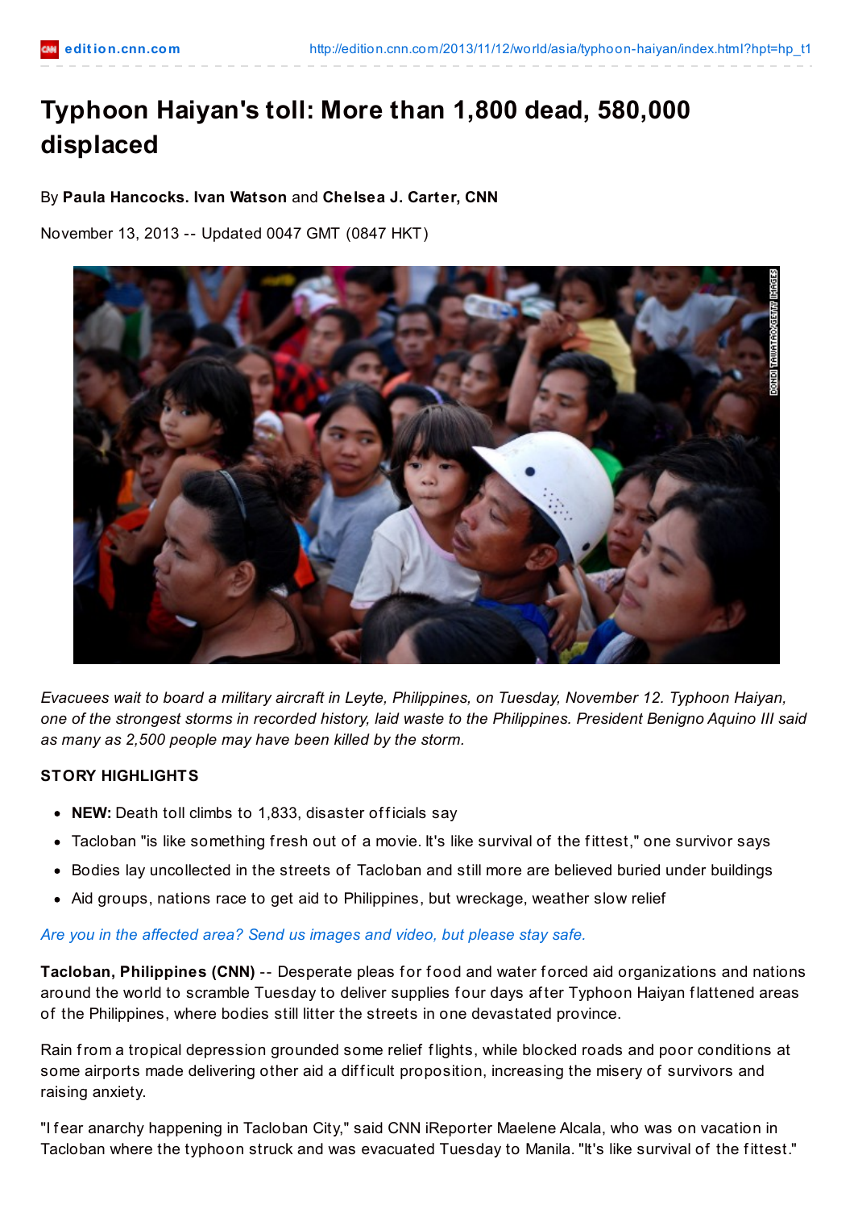# Typhoon Haiyan's toll: More than 1,800 dead, 580,000 displaced

By **Paula Hancocks. Ivan Watson** and **Chelsea J. Carter, CNN**

November 13, 2013 -- Updated 0047 GMT (0847 HKT)

*Evacuees wait to board a military aircraft in Leyte, Philippines, on Tuesday, November 12. Typhoon Haiyan, one of the strongest storms in recorded history, laid waste to the Philippines. President Benigno Aquino III said as many as 2,500 people may have been killed by the storm.*

**STORY HIGHLIGHTS**

- **NEW:** Death toll climbs to 1,833, disaster officials say
- Tacloban "is like something fresh out of a movie. It's like survival of the fittest," one survivor says
- Bodies lay uncollected in the streets of Tacloban and still more are believed buried under buildings
- Aid groups, nations race to get aid to Philippines, but wreckage, weather slow relief

*Are you in the affected area? Send us images and video, but please stay safe.*

**Tacloban, Philippines (CNN)** -- Desperate pleas for food and water forced aid organizations and nations around the world to scramble Tuesday to deliver supplies four days after Typhoon Haiyan flattened areas of the Philippines, where bodies still litter the streets in one devastated province.

Rain from a tropical depression grounded some relief flights, while blocked roads and poor conditions at some airports made delivering other aid a difficult proposition, increasing the misery of survivors and raising anxiety.

"I fear anarchy happening in Tacloban City," said CNN iReporter Maelene Alcala, who was on vacation in Tacloban where the typhoon struck and was evacuated Tuesday to Manila. "It's like survival of the fittest."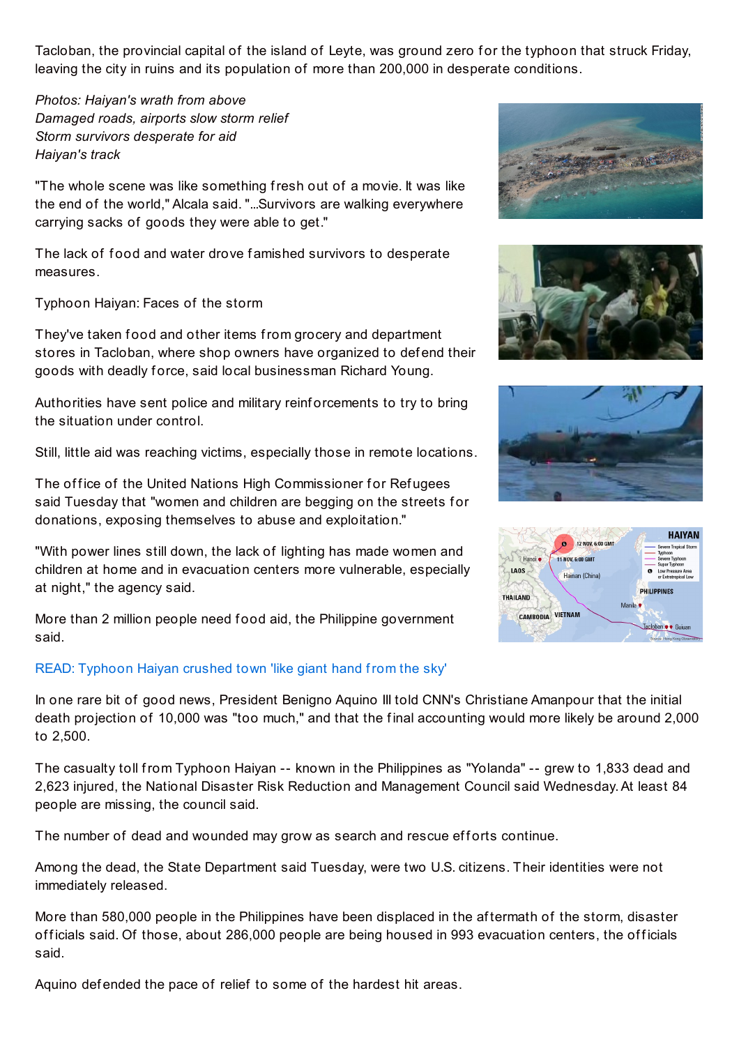Tacloban, the provincial capital of the island of Leyte, was ground zero for the typhoon that struck Friday, leaving the city in ruins and its population of more than 200,000 in desperate conditions.

*Photos: Haiyan's wrath from above*
*Damaged roads, airports slow storm relief*
*Storm survivors desperate for aid*
*Haiyan's track*

"The whole scene was like something fresh out of a movie. It was like the end of the world," Alcala said. "...Survivors are walking everywhere carrying sacks of goods they were able to get."

The lack of food and water drove famished survivors to desperate measures.

Typhoon Haiyan: Faces of the storm

They've taken food and other items from grocery and department stores in Tacloban, where shop owners have organized to defend their goods with deadly force, said local businessman Richard Young.

Authorities have sent police and military reinforcements to try to bring the situation under control.

Still, little aid was reaching victims, especially those in remote locations.

The office of the United Nations High Commissioner for Refugees said Tuesday that "women and children are begging on the streets for donations, exposing themselves to abuse and exploitation."

"With power lines still down, the lack of lighting has made women and children at home and in evacuation centers more vulnerable, especially at night," the agency said.

More than 2 million people need food aid, the Philippine government said.

READ: Typhoon Haiyan crushed town 'like giant hand from the sky'

In one rare bit of good news, President Benigno Aquino III told CNN's Christiane Amanpour that the initial death projection of 10,000 was "too much," and that the final accounting would more likely be around 2,000 to 2,500.

The casualty toll from Typhoon Haiyan -- known in the Philippines as "Yolanda" -- grew to 1,833 dead and 2,623 injured, the National Disaster Risk Reduction and Management Council said Wednesday. At least 84 people are missing, the council said.

The number of dead and wounded may grow as search and rescue efforts continue.

Among the dead, the State Department said Tuesday, were two U.S. citizens. Their identities were not immediately released.

More than 580,000 people in the Philippines have been displaced in the aftermath of the storm, disaster officials said. Of those, about 286,000 people are being housed in 993 evacuation centers, the officials said.

Aquino defended the pace of relief to some of the hardest hit areas.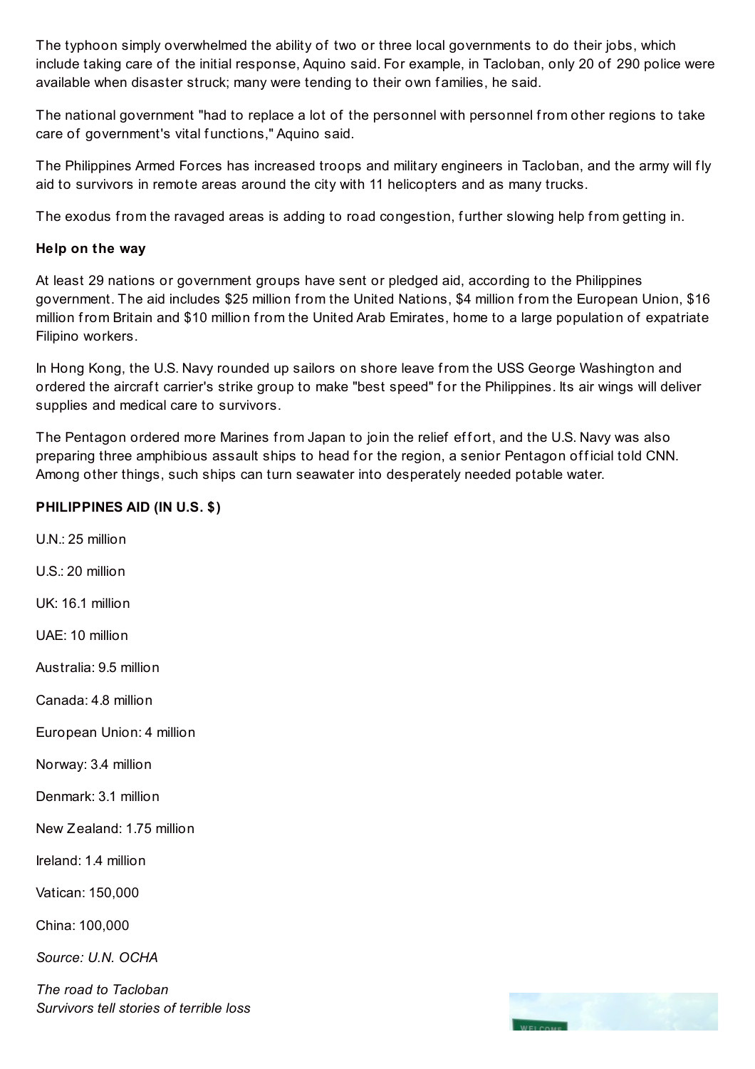The typhoon simply overwhelmed the ability of two or three local governments to do their jobs, which include taking care of the initial response, Aquino said. For example, in Tacloban, only 20 of 290 police were available when disaster struck; many were tending to their own families, he said.

The national government "had to replace a lot of the personnel with personnel from other regions to take care of government's vital functions," Aquino said.

The Philippines Armed Forces has increased troops and military engineers in Tacloban, and the army will fly aid to survivors in remote areas around the city with 11 helicopters and as many trucks.

The exodus from the ravaged areas is adding to road congestion, further slowing help from getting in.

**Help on the way**

At least 29 nations or government groups have sent or pledged aid, according to the Philippines government. The aid includes $25 million from the United Nations, $4 million from the European Union, $16 million from Britain and $10 million from the United Arab Emirates, home to a large population of expatriate Filipino workers.

In Hong Kong, the U.S. Navy rounded up sailors on shore leave from the USS George Washington and ordered the aircraft carrier's strike group to make "best speed" for the Philippines. Its air wings will deliver supplies and medical care to survivors.

The Pentagon ordered more Marines from Japan to join the relief effort, and the U.S. Navy was also preparing three amphibious assault ships to head for the region, a senior Pentagon official told CNN. Among other things, such ships can turn seawater into desperately needed potable water.

**PHILIPPINES AID (IN U.S. $)**

U.N.: 25 million

U.S.: 20 million

UK: 16.1 million

UAE: 10 million

Australia: 9.5 million

Canada: 4.8 million

European Union: 4 million

Norway: 3.4 million

Denmark: 3.1 million

New Zealand: 1.75 million

Ireland: 1.4 million

Vatican: 150,000

China: 100,000

*Source: U.N. OCHA*

*The road to Tacloban*
*Survivors tell stories of terrible loss*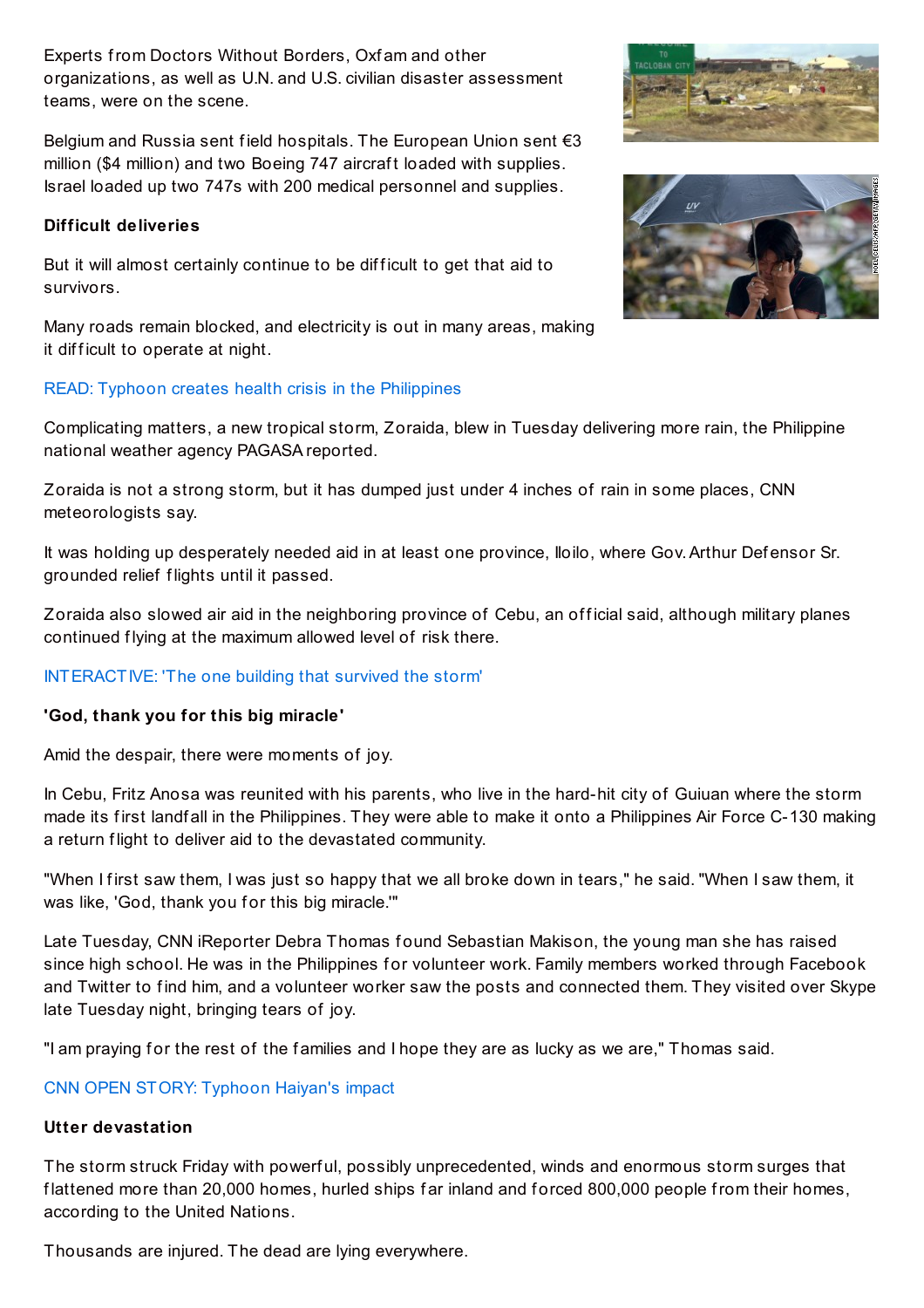Experts from Doctors Without Borders, Oxfam and other organizations, as well as U.N. and U.S. civilian disaster assessment teams, were on the scene.

Belgium and Russia sent field hospitals. The European Union sent €3 million ($4 million) and two Boeing 747 aircraft loaded with supplies. Israel loaded up two 747s with 200 medical personnel and supplies.

**Difficult deliveries**

But it will almost certainly continue to be difficult to get that aid to survivors.

Many roads remain blocked, and electricity is out in many areas, making it difficult to operate at night.

READ: Typhoon creates health crisis in the Philippines

Complicating matters, a new tropical storm, Zoraida, blew in Tuesday delivering more rain, the Philippine national weather agency PAGASA reported.

Zoraida is not a strong storm, but it has dumped just under 4 inches of rain in some places, CNN meteorologists say.

It was holding up desperately needed aid in at least one province, Iloilo, where Gov. Arthur Defensor Sr. grounded relief flights until it passed.

Zoraida also slowed air aid in the neighboring province of Cebu, an official said, although military planes continued flying at the maximum allowed level of risk there.

INTERACTIVE: 'The one building that survived the storm'

**'God, thank you for this big miracle'**

Amid the despair, there were moments of joy.

In Cebu, Fritz Anosa was reunited with his parents, who live in the hard-hit city of Guiuan where the storm made its first landfall in the Philippines. They were able to make it onto a Philippines Air Force C-130 making a return flight to deliver aid to the devastated community.

"When I first saw them, I was just so happy that we all broke down in tears," he said. "When I saw them, it was like, 'God, thank you for this big miracle.'"

Late Tuesday, CNN iReporter Debra Thomas found Sebastian Makison, the young man she has raised since high school. He was in the Philippines for volunteer work. Family members worked through Facebook and Twitter to find him, and a volunteer worker saw the posts and connected them. They visited over Skype late Tuesday night, bringing tears of joy.

"I am praying for the rest of the families and I hope they are as lucky as we are," Thomas said.

CNN OPEN STORY: Typhoon Haiyan's impact

**Utter devastation**

The storm struck Friday with powerful, possibly unprecedented, winds and enormous storm surges that flattened more than 20,000 homes, hurled ships far inland and forced 800,000 people from their homes, according to the United Nations.

Thousands are injured. The dead are lying everywhere.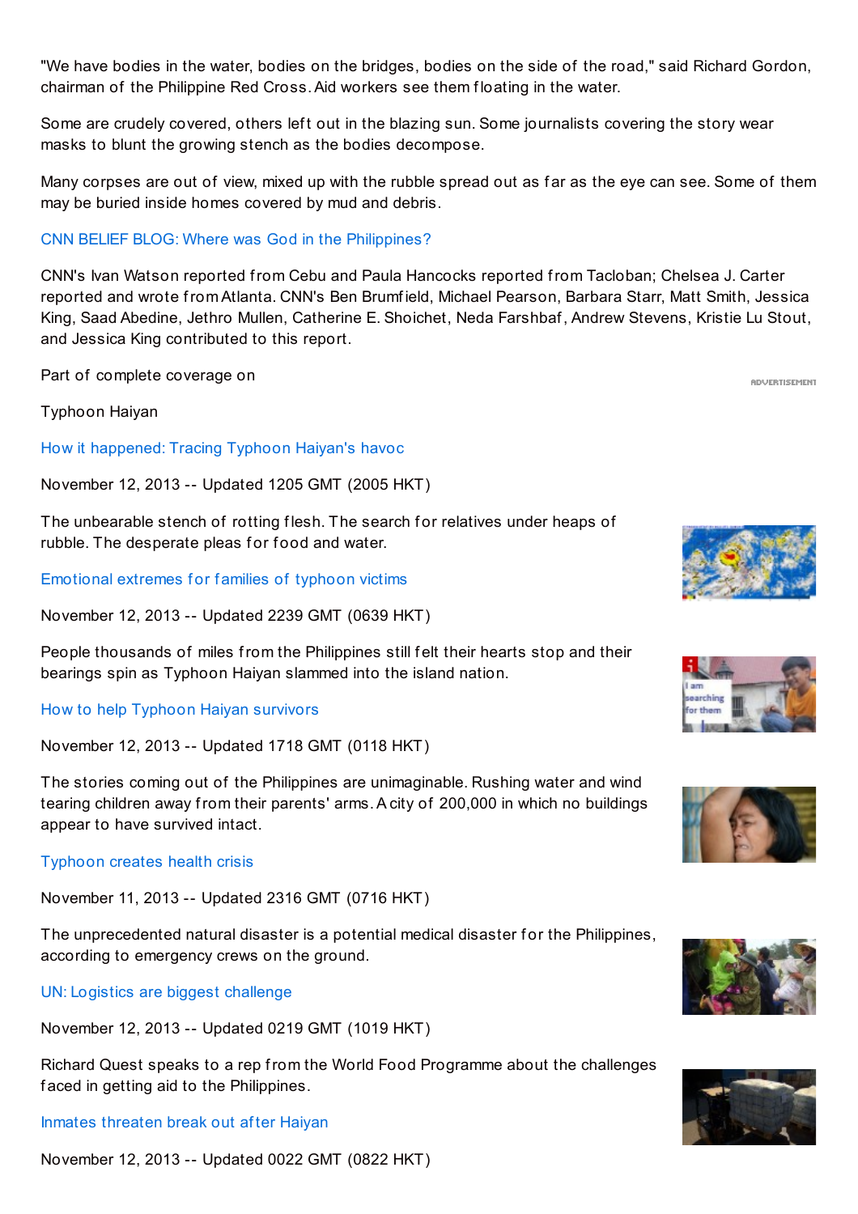"We have bodies in the water, bodies on the bridges, bodies on the side of the road," said Richard Gordon, chairman of the Philippine Red Cross. Aid workers see them floating in the water.

Some are crudely covered, others left out in the blazing sun. Some journalists covering the story wear masks to blunt the growing stench as the bodies decompose.

Many corpses are out of view, mixed up with the rubble spread out as far as the eye can see. Some of them may be buried inside homes covered by mud and debris.

CNN BELIEF BLOG: Where was God in the Philippines?

CNN's Ivan Watson reported from Cebu and Paula Hancocks reported from Tacloban; Chelsea J. Carter reported and wrote from Atlanta. CNN's Ben Brumfield, Michael Pearson, Barbara Starr, Matt Smith, Jessica King, Saad Abedine, Jethro Mullen, Catherine E. Shoichet, Neda Farshbaf, Andrew Stevens, Kristie Lu Stout, and Jessica King contributed to this report.

Part of complete coverage on

Typhoon Haiyan

How it happened: Tracing Typhoon Haiyan's havoc

November 12, 2013 -- Updated 1205 GMT (2005 HKT)

The unbearable stench of rotting flesh. The search for relatives under heaps of rubble. The desperate pleas for food and water.

Emotional extremes for families of typhoon victims

November 12, 2013 -- Updated 2239 GMT (0639 HKT)

People thousands of miles from the Philippines still felt their hearts stop and their bearings spin as Typhoon Haiyan slammed into the island nation.

How to help Typhoon Haiyan survivors

November 12, 2013 -- Updated 1718 GMT (0118 HKT)

The stories coming out of the Philippines are unimaginable. Rushing water and wind tearing children away from their parents' arms. A city of 200,000 in which no buildings appear to have survived intact.

Typhoon creates health crisis

November 11, 2013 -- Updated 2316 GMT (0716 HKT)

The unprecedented natural disaster is a potential medical disaster for the Philippines, according to emergency crews on the ground.

UN: Logistics are biggest challenge

November 12, 2013 -- Updated 0219 GMT (1019 HKT)

Richard Quest speaks to a rep from the World Food Programme about the challenges faced in getting aid to the Philippines.

Inmates threaten break out after Haiyan

November 12, 2013 -- Updated 0022 GMT (0822 HKT)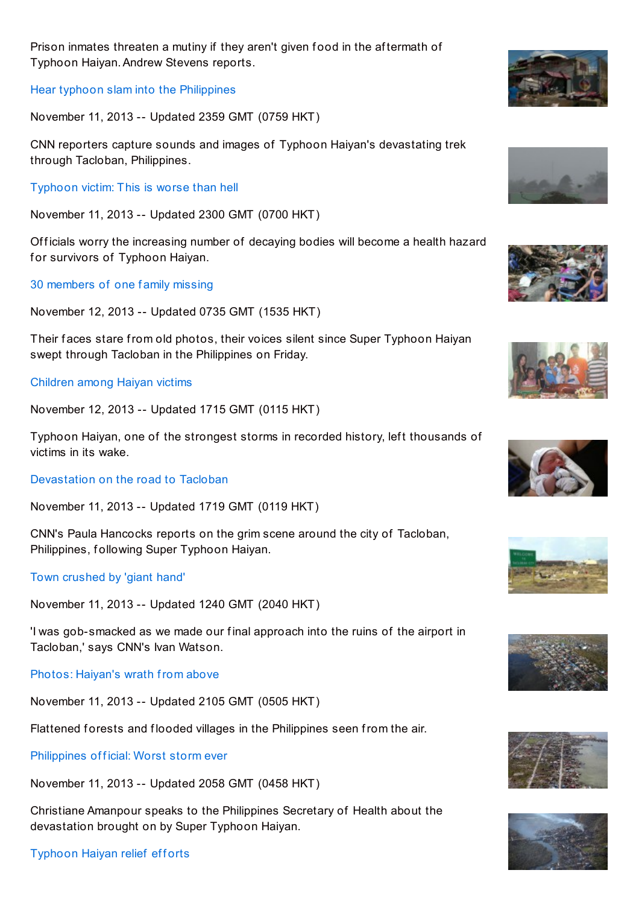Prison inmates threaten a mutiny if they aren't given food in the aftermath of Typhoon Haiyan. Andrew Stevens reports.

Hear typhoon slam into the Philippines

November 11, 2013 -- Updated 2359 GMT (0759 HKT)

CNN reporters capture sounds and images of Typhoon Haiyan's devastating trek through Tacloban, Philippines.

Typhoon victim: This is worse than hell

November 11, 2013 -- Updated 2300 GMT (0700 HKT)

Officials worry the increasing number of decaying bodies will become a health hazard for survivors of Typhoon Haiyan.

30 members of one family missing

November 12, 2013 -- Updated 0735 GMT (1535 HKT)

Their faces stare from old photos, their voices silent since Super Typhoon Haiyan swept through Tacloban in the Philippines on Friday.

Children among Haiyan victims

November 12, 2013 -- Updated 1715 GMT (0115 HKT)

Typhoon Haiyan, one of the strongest storms in recorded history, left thousands of victims in its wake.

Devastation on the road to Tacloban

November 11, 2013 -- Updated 1719 GMT (0119 HKT)

CNN's Paula Hancocks reports on the grim scene around the city of Tacloban, Philippines, following Super Typhoon Haiyan.

Town crushed by 'giant hand'

November 11, 2013 -- Updated 1240 GMT (2040 HKT)

'I was gob-smacked as we made our final approach into the ruins of the airport in Tacloban,' says CNN's Ivan Watson.

Photos: Haiyan's wrath from above

November 11, 2013 -- Updated 2105 GMT (0505 HKT)

Flattened forests and flooded villages in the Philippines seen from the air.

Philippines official: Worst storm ever

November 11, 2013 -- Updated 2058 GMT (0458 HKT)

Christiane Amanpour speaks to the Philippines Secretary of Health about the devastation brought on by Super Typhoon Haiyan.

Typhoon Haiyan relief efforts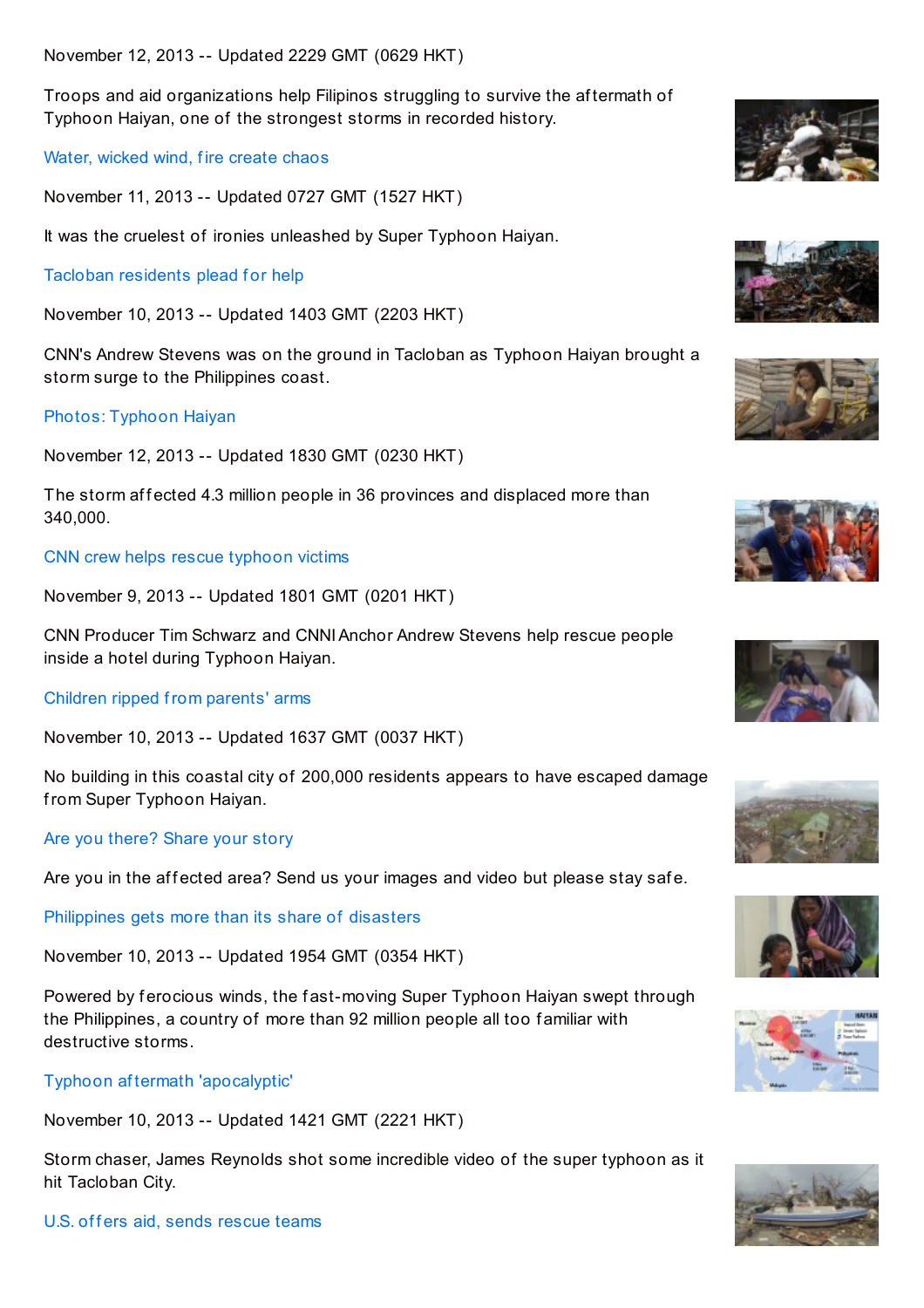November 12, 2013 -- Updated 2229 GMT (0629 HKT)

Troops and aid organizations help Filipinos struggling to survive the aftermath of Typhoon Haiyan, one of the strongest storms in recorded history.

Water, wicked wind, fire create chaos

November 11, 2013 -- Updated 0727 GMT (1527 HKT)

It was the cruelest of ironies unleashed by Super Typhoon Haiyan.

Tacloban residents plead for help

November 10, 2013 -- Updated 1403 GMT (2203 HKT)

CNN's Andrew Stevens was on the ground in Tacloban as Typhoon Haiyan brought a storm surge to the Philippines coast.

Photos: Typhoon Haiyan

November 12, 2013 -- Updated 1830 GMT (0230 HKT)

The storm affected 4.3 million people in 36 provinces and displaced more than 340,000.

CNN crew helps rescue typhoon victims

November 9, 2013 -- Updated 1801 GMT (0201 HKT)

CNN Producer Tim Schwarz and CNNI Anchor Andrew Stevens help rescue people inside a hotel during Typhoon Haiyan.

Children ripped from parents' arms

November 10, 2013 -- Updated 1637 GMT (0037 HKT)

No building in this coastal city of 200,000 residents appears to have escaped damage from Super Typhoon Haiyan.

Are you there? Share your story

Are you in the affected area? Send us your images and video but please stay safe.

Philippines gets more than its share of disasters

November 10, 2013 -- Updated 1954 GMT (0354 HKT)

Powered by ferocious winds, the fast-moving Super Typhoon Haiyan swept through the Philippines, a country of more than 92 million people all too familiar with destructive storms.

Typhoon aftermath 'apocalyptic'

November 10, 2013 -- Updated 1421 GMT (2221 HKT)

Storm chaser, James Reynolds shot some incredible video of the super typhoon as it hit Tacloban City.

U.S. offers aid, sends rescue teams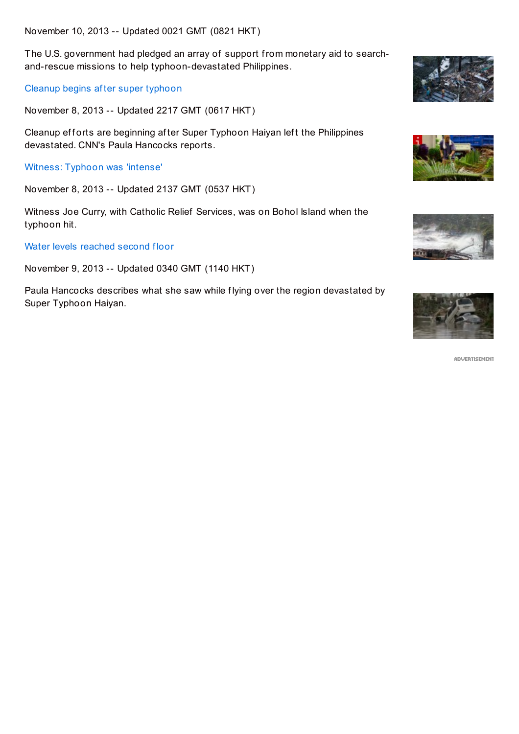November 10, 2013 -- Updated 0021 GMT (0821 HKT)

The U.S. government had pledged an array of support from monetary aid to search-and-rescue missions to help typhoon-devastated Philippines.

Cleanup begins after super typhoon

November 8, 2013 -- Updated 2217 GMT (0617 HKT)

Cleanup efforts are beginning after Super Typhoon Haiyan left the Philippines devastated. CNN's Paula Hancocks reports.

Witness: Typhoon was 'intense'

November 8, 2013 -- Updated 2137 GMT (0537 HKT)

Witness Joe Curry, with Catholic Relief Services, was on Bohol Island when the typhoon hit.

Water levels reached second floor

November 9, 2013 -- Updated 0340 GMT (1140 HKT)

Paula Hancocks describes what she saw while flying over the region devastated by Super Typhoon Haiyan.

ADVERTISEMENT